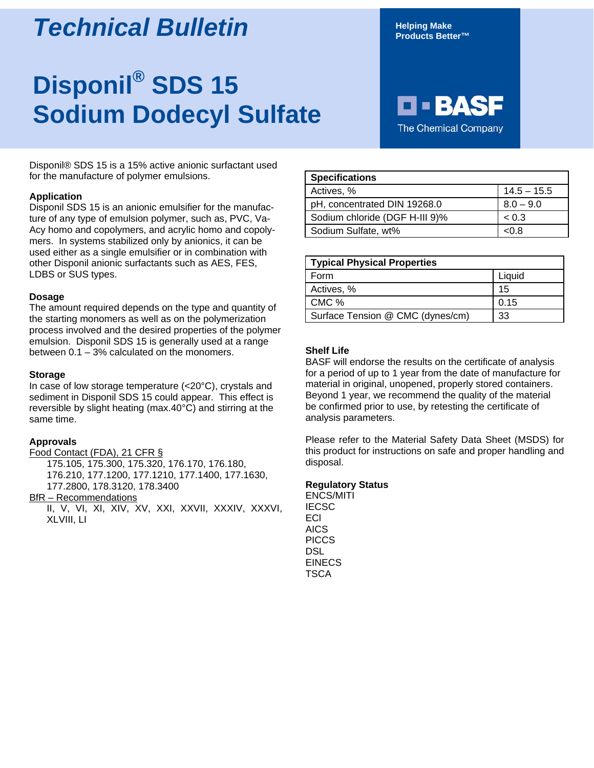# Technical Bulletin

Helping Make Products Better™

BASF
The Chemical Company

# Disponil® SDS 15
# Sodium Dodecyl Sulfate

Disponil® SDS 15 is a 15% active anionic surfactant used for the manufacture of polymer emulsions.

**Application**
Disponil SDS 15 is an anionic emulsifier for the manufacture of any type of emulsion polymer, such as, PVC, Va-Acy homo and copolymers, and acrylic homo and copolymers. In systems stabilized only by anionics, it can be used either as a single emulsifier or in combination with other Disponil anionic surfactants such as AES, FES, LDBS or SUS types.

**Dosage**
The amount required depends on the type and quantity of the starting monomers as well as on the polymerization process involved and the desired properties of the polymer emulsion. Disponil SDS 15 is generally used at a range between 0.1 – 3% calculated on the monomers.

**Storage**
In case of low storage temperature (<20°C), crystals and sediment in Disponil SDS 15 could appear. This effect is reversible by slight heating (max.40°C) and stirring at the same time.

**Approvals**

Food Contact (FDA), 21 CFR §

175.105, 175.300, 175.320, 176.170, 176.180, 176.210, 177.1200, 177.1210, 177.1400, 177.1630, 177.2800, 178.3120, 178.3400

BfR – Recommendations

II, V, VI, XI, XIV, XV, XXI, XXVII, XXXIV, XXXVI, XLVIII, LI

| Specifications | |
|---|---|
| Actives, % | 14.5 – 15.5 |
| pH, concentrated DIN 19268.0 | 8.0 – 9.0 |
| Sodium chloride (DGF H-III 9)% | < 0.3 |
| Sodium Sulfate, wt% | <0.8 |

| Typical Physical Properties | |
|---|---|
| Form | Liquid |
| Actives, % | 15 |
| CMC % | 0.15 |
| Surface Tension @ CMC (dynes/cm) | 33 |

**Shelf Life**
BASF will endorse the results on the certificate of analysis for a period of up to 1 year from the date of manufacture for material in original, unopened, properly stored containers. Beyond 1 year, we recommend the quality of the material be confirmed prior to use, by retesting the certificate of analysis parameters.

Please refer to the Material Safety Data Sheet (MSDS) for this product for instructions on safe and proper handling and disposal.

**Regulatory Status**
ENCS/MITI
IECSC
ECl
AICS
PICCS
DSL
EINECS
TSCA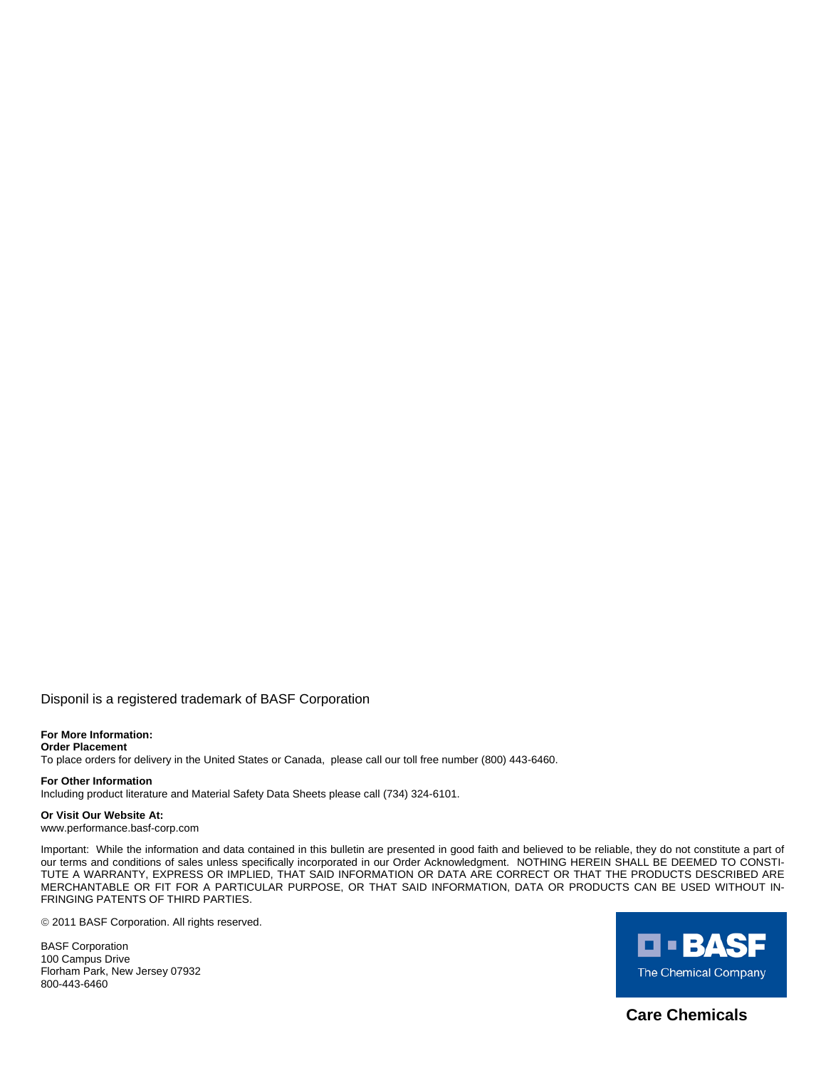Disponil is a registered trademark of BASF Corporation

**For More Information:**
**Order Placement**
To place orders for delivery in the United States or Canada, please call our toll free number (800) 443-6460.

**For Other Information**
Including product literature and Material Safety Data Sheets please call (734) 324-6101.

**Or Visit Our Website At:**
www.performance.basf-corp.com

Important: While the information and data contained in this bulletin are presented in good faith and believed to be reliable, they do not constitute a part of our terms and conditions of sales unless specifically incorporated in our Order Acknowledgment. NOTHING HEREIN SHALL BE DEEMED TO CONSTITUTE A WARRANTY, EXPRESS OR IMPLIED, THAT SAID INFORMATION OR DATA ARE CORRECT OR THAT THE PRODUCTS DESCRIBED ARE MERCHANTABLE OR FIT FOR A PARTICULAR PURPOSE, OR THAT SAID INFORMATION, DATA OR PRODUCTS CAN BE USED WITHOUT INFRINGING PATENTS OF THIRD PARTIES.

© 2011 BASF Corporation. All rights reserved.

BASF Corporation
100 Campus Drive
Florham Park, New Jersey 07932
800-443-6460

BASF
The Chemical Company

**Care Chemicals**